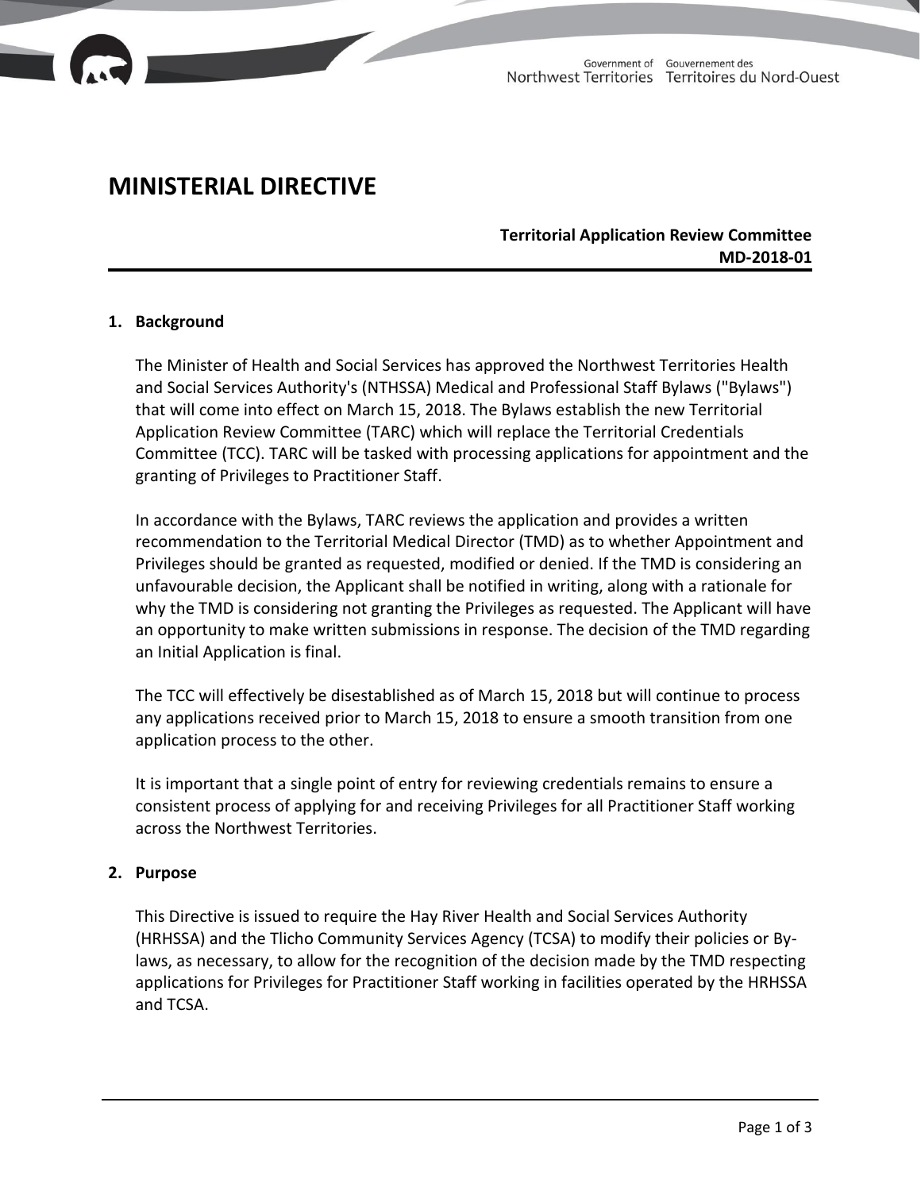# MINISTERIAL DIRECTIVE

**Territorial Application Review Committee**
**MD-2018-01**

## 1. Background

The Minister of Health and Social Services has approved the Northwest Territories Health and Social Services Authority's (NTHSSA) Medical and Professional Staff Bylaws ("Bylaws") that will come into effect on March 15, 2018. The Bylaws establish the new Territorial Application Review Committee (TARC) which will replace the Territorial Credentials Committee (TCC). TARC will be tasked with processing applications for appointment and the granting of Privileges to Practitioner Staff.

In accordance with the Bylaws, TARC reviews the application and provides a written recommendation to the Territorial Medical Director (TMD) as to whether Appointment and Privileges should be granted as requested, modified or denied. If the TMD is considering an unfavourable decision, the Applicant shall be notified in writing, along with a rationale for why the TMD is considering not granting the Privileges as requested. The Applicant will have an opportunity to make written submissions in response. The decision of the TMD regarding an Initial Application is final.

The TCC will effectively be disestablished as of March 15, 2018 but will continue to process any applications received prior to March 15, 2018 to ensure a smooth transition from one application process to the other.

It is important that a single point of entry for reviewing credentials remains to ensure a consistent process of applying for and receiving Privileges for all Practitioner Staff working across the Northwest Territories.

## 2. Purpose

This Directive is issued to require the Hay River Health and Social Services Authority (HRHSSA) and the Tlicho Community Services Agency (TCSA) to modify their policies or By-laws, as necessary, to allow for the recognition of the decision made by the TMD respecting applications for Privileges for Practitioner Staff working in facilities operated by the HRHSSA and TCSA.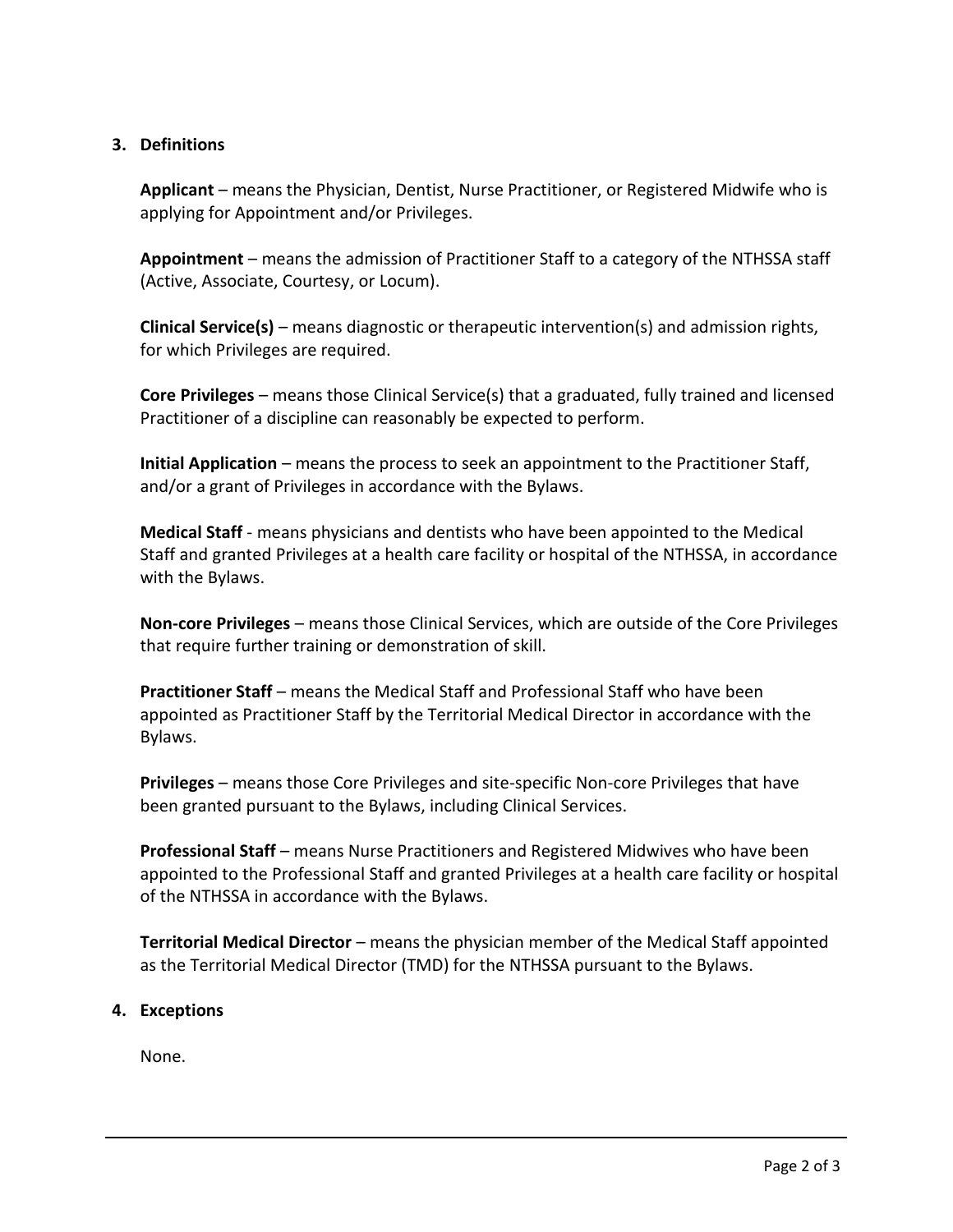## 3. Definitions

**Applicant** – means the Physician, Dentist, Nurse Practitioner, or Registered Midwife who is applying for Appointment and/or Privileges.

**Appointment** – means the admission of Practitioner Staff to a category of the NTHSSA staff (Active, Associate, Courtesy, or Locum).

**Clinical Service(s)** – means diagnostic or therapeutic intervention(s) and admission rights, for which Privileges are required.

**Core Privileges** – means those Clinical Service(s) that a graduated, fully trained and licensed Practitioner of a discipline can reasonably be expected to perform.

**Initial Application** – means the process to seek an appointment to the Practitioner Staff, and/or a grant of Privileges in accordance with the Bylaws.

**Medical Staff** - means physicians and dentists who have been appointed to the Medical Staff and granted Privileges at a health care facility or hospital of the NTHSSA, in accordance with the Bylaws.

**Non-core Privileges** – means those Clinical Services, which are outside of the Core Privileges that require further training or demonstration of skill.

**Practitioner Staff** – means the Medical Staff and Professional Staff who have been appointed as Practitioner Staff by the Territorial Medical Director in accordance with the Bylaws.

**Privileges** – means those Core Privileges and site-specific Non-core Privileges that have been granted pursuant to the Bylaws, including Clinical Services.

**Professional Staff** – means Nurse Practitioners and Registered Midwives who have been appointed to the Professional Staff and granted Privileges at a health care facility or hospital of the NTHSSA in accordance with the Bylaws.

**Territorial Medical Director** – means the physician member of the Medical Staff appointed as the Territorial Medical Director (TMD) for the NTHSSA pursuant to the Bylaws.

## 4. Exceptions

None.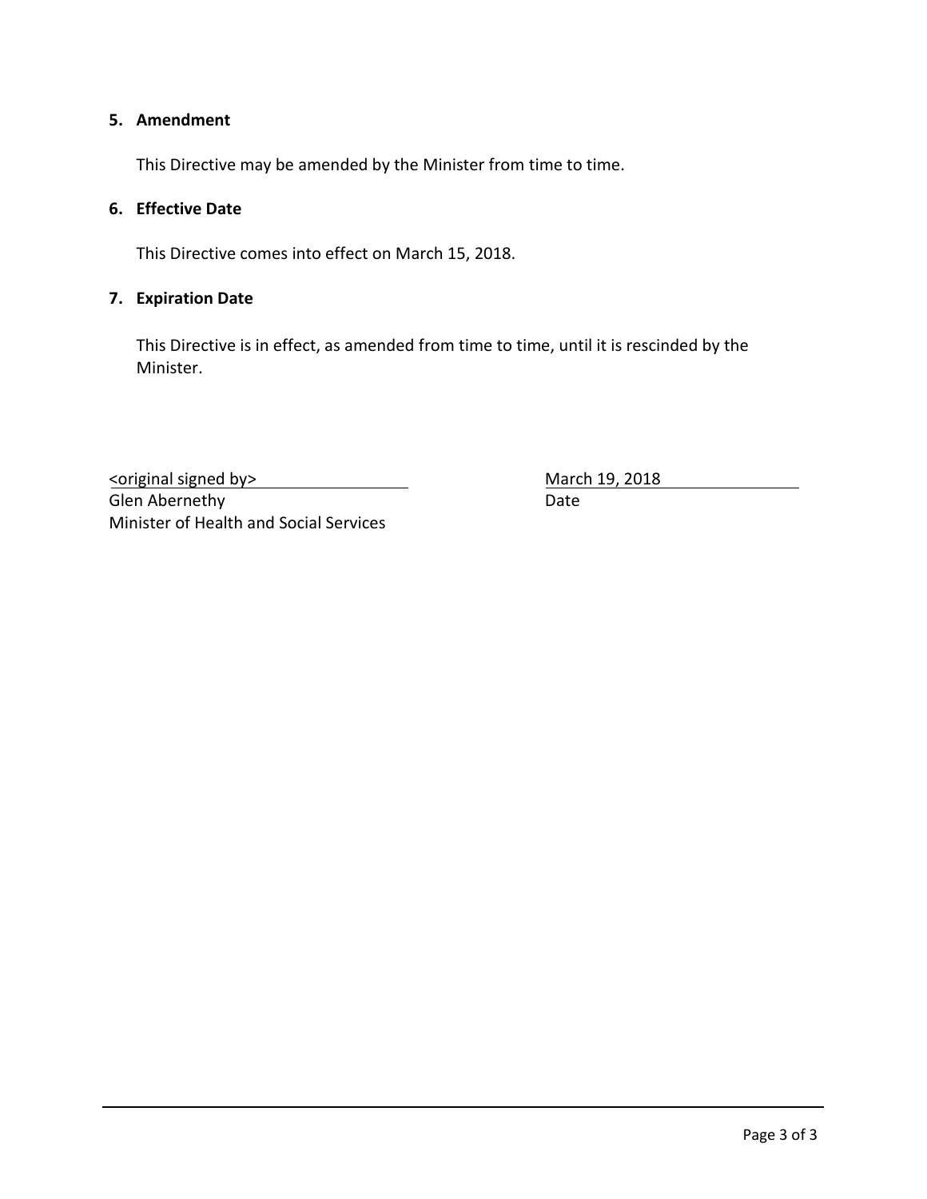### 5. Amendment

This Directive may be amended by the Minister from time to time.

### 6. Effective Date

This Directive comes into effect on March 15, 2018.

### 7. Expiration Date

This Directive is in effect, as amended from time to time, until it is rescinded by the Minister.

<original signed by>
Glen Abernethy
Minister of Health and Social Services

March 19, 2018
Date